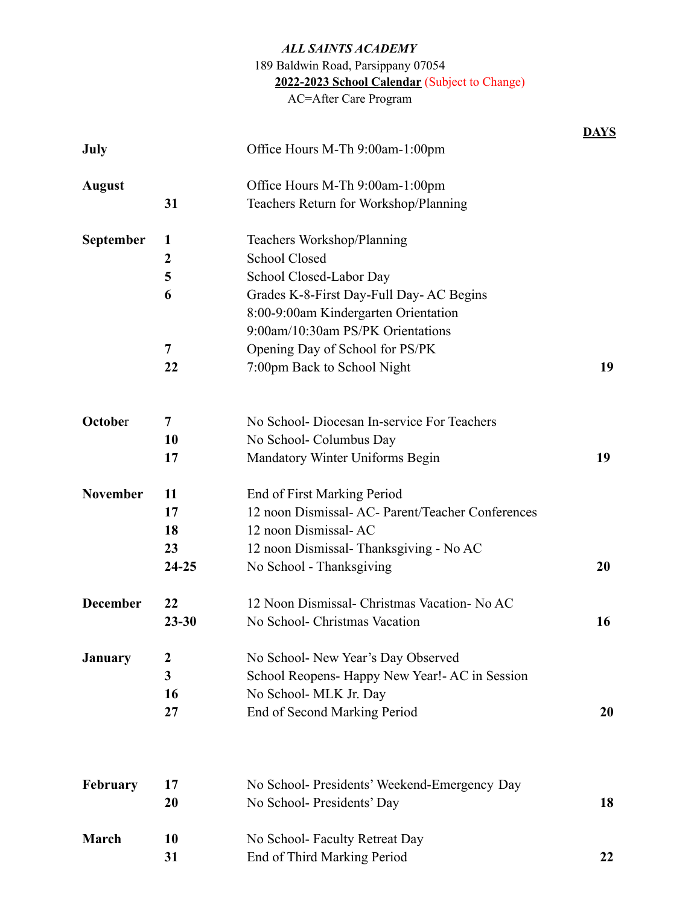*ALL SAINTS ACADEMY*

189 Baldwin Road, Parsippany 07054

**2022-2023 School Calendar** (Subject to Change)

AC=After Care Program

| Month | Date | Event | DAYS |
|---|---|---|---|
| **July** | | Office Hours M-Th 9:00am-1:00pm | |
| **August** | | Office Hours M-Th 9:00am-1:00pm | |
| | **31** | Teachers Return for Workshop/Planning | |
| **September** | **1** | Teachers Workshop/Planning | |
| | **2** | School Closed | |
| | **5** | School Closed-Labor Day | |
| | **6** | Grades K-8-First Day-Full Day- AC Begins | |
| | | 8:00-9:00am Kindergarten Orientation | |
| | | 9:00am/10:30am PS/PK Orientations | |
| | **7** | Opening Day of School for PS/PK | |
| | **22** | 7:00pm Back to School Night | **19** |
| **October** | **7** | No School- Diocesan In-service For Teachers | |
| | **10** | No School- Columbus Day | |
| | **17** | Mandatory Winter Uniforms Begin | **19** |
| **November** | **11** | End of First Marking Period | |
| | **17** | 12 noon Dismissal- AC- Parent/Teacher Conferences | |
| | **18** | 12 noon Dismissal- AC | |
| | **23** | 12 noon Dismissal- Thanksgiving - No AC | |
| | **24-25** | No School - Thanksgiving | **20** |
| **December** | **22** | 12 Noon Dismissal- Christmas Vacation- No AC | |
| | **23-30** | No School- Christmas Vacation | **16** |
| **January** | **2** | No School- New Year's Day Observed | |
| | **3** | School Reopens- Happy New Year!- AC in Session | |
| | **16** | No School- MLK Jr. Day | |
| | **27** | End of Second Marking Period | **20** |
| **February** | **17** | No School- Presidents' Weekend-Emergency Day | |
| | **20** | No School- Presidents' Day | **18** |
| **March** | **10** | No School- Faculty Retreat Day | |
| | **31** | End of Third Marking Period | **22** |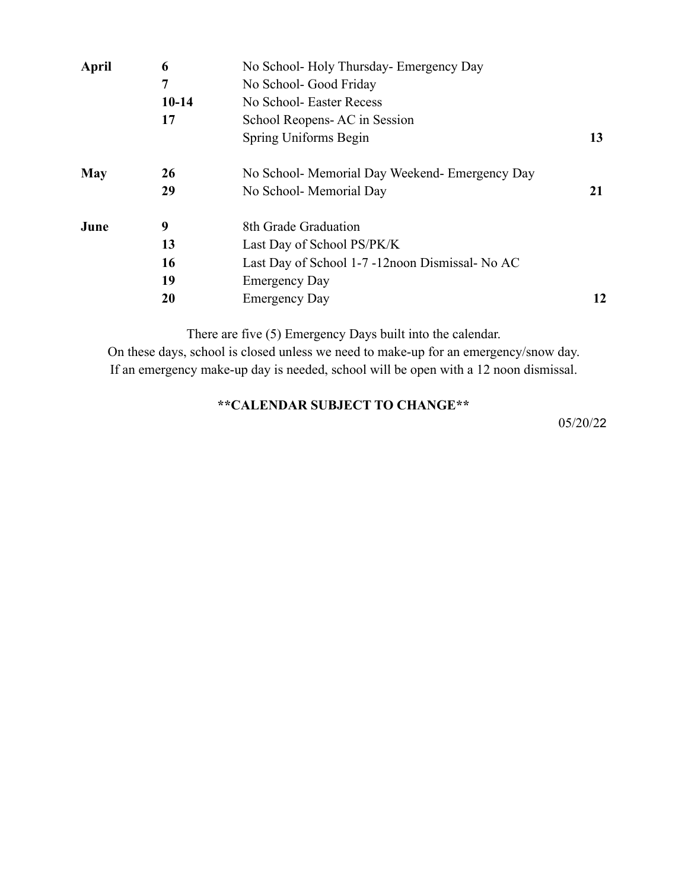| | | | |
|---|---|---|---|
| **April** | **6** | No School- Holy Thursday- Emergency Day | |
| | **7** | No School- Good Friday | |
| | **10-14** | No School- Easter Recess | |
| | **17** | School Reopens- AC in Session | |
| | | Spring Uniforms Begin | **13** |
| **May** | **26** | No School- Memorial Day Weekend- Emergency Day | |
| | **29** | No School- Memorial Day | **21** |
| **June** | **9** | 8th Grade Graduation | |
| | **13** | Last Day of School PS/PK/K | |
| | **16** | Last Day of School 1-7 -12noon Dismissal- No AC | |
| | **19** | Emergency Day | |
| | **20** | Emergency Day | **12** |

There are five (5) Emergency Days built into the calendar.
On these days, school is closed unless we need to make-up for an emergency/snow day.
If an emergency make-up day is needed, school will be open with a 12 noon dismissal.

**\*\*CALENDAR SUBJECT TO CHANGE\*\***

05/20/22